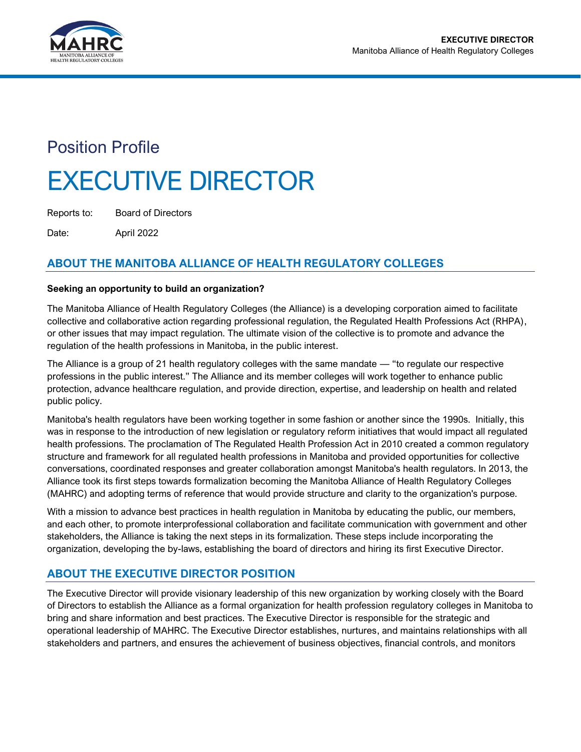Position Profile

# EXECUTIVE DIRECTOR

Reports to: Board of Directors

Date: April 2022

## ABOUT THE MANITOBA ALLIANCE OF HEALTH REGULATORY COLLEGES

**Seeking an opportunity to build an organization?**

The Manitoba Alliance of Health Regulatory Colleges (the Alliance) is a developing corporation aimed to facilitate collective and collaborative action regarding professional regulation, the Regulated Health Professions Act (RHPA), or other issues that may impact regulation. The ultimate vision of the collective is to promote and advance the regulation of the health professions in Manitoba, in the public interest.

The Alliance is a group of 21 health regulatory colleges with the same mandate — "to regulate our respective professions in the public interest." The Alliance and its member colleges will work together to enhance public protection, advance healthcare regulation, and provide direction, expertise, and leadership on health and related public policy.

Manitoba's health regulators have been working together in some fashion or another since the 1990s. Initially, this was in response to the introduction of new legislation or regulatory reform initiatives that would impact all regulated health professions. The proclamation of The Regulated Health Profession Act in 2010 created a common regulatory structure and framework for all regulated health professions in Manitoba and provided opportunities for collective conversations, coordinated responses and greater collaboration amongst Manitoba's health regulators. In 2013, the Alliance took its first steps towards formalization becoming the Manitoba Alliance of Health Regulatory Colleges (MAHRC) and adopting terms of reference that would provide structure and clarity to the organization's purpose.

With a mission to advance best practices in health regulation in Manitoba by educating the public, our members, and each other, to promote interprofessional collaboration and facilitate communication with government and other stakeholders, the Alliance is taking the next steps in its formalization. These steps include incorporating the organization, developing the by-laws, establishing the board of directors and hiring its first Executive Director.

## ABOUT THE EXECUTIVE DIRECTOR POSITION

The Executive Director will provide visionary leadership of this new organization by working closely with the Board of Directors to establish the Alliance as a formal organization for health profession regulatory colleges in Manitoba to bring and share information and best practices. The Executive Director is responsible for the strategic and operational leadership of MAHRC. The Executive Director establishes, nurtures, and maintains relationships with all stakeholders and partners, and ensures the achievement of business objectives, financial controls, and monitors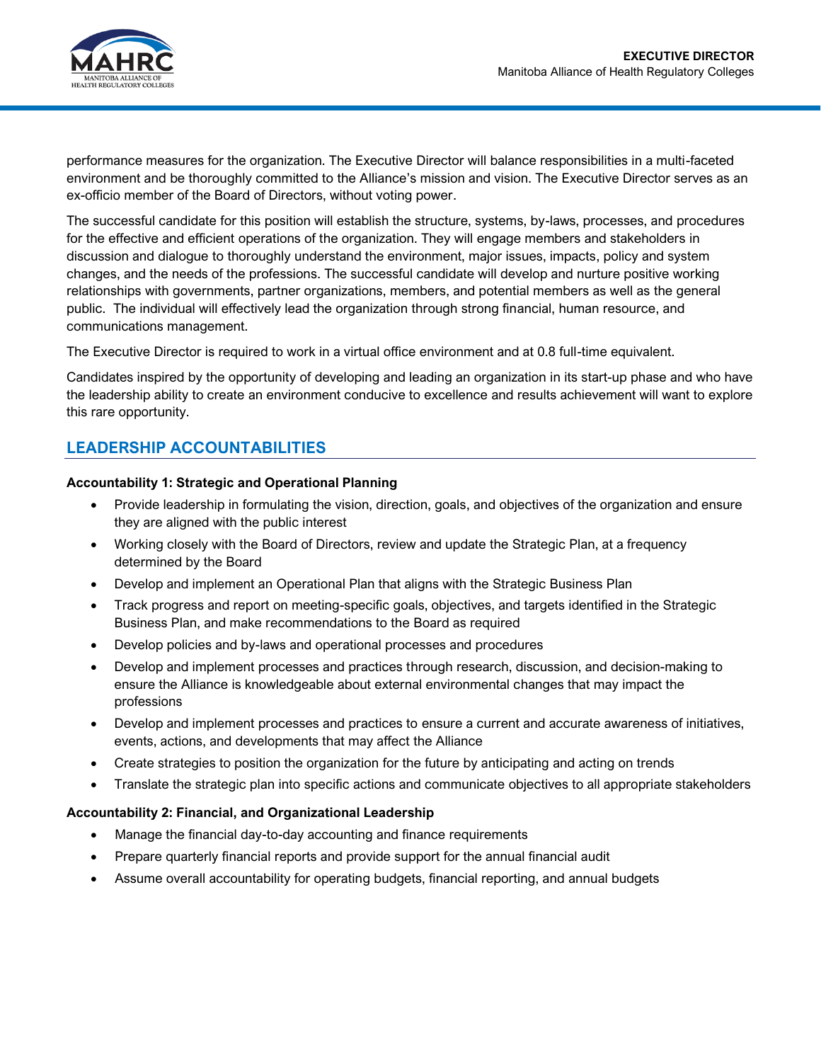performance measures for the organization. The Executive Director will balance responsibilities in a multi-faceted environment and be thoroughly committed to the Alliance's mission and vision. The Executive Director serves as an ex-officio member of the Board of Directors, without voting power.

The successful candidate for this position will establish the structure, systems, by-laws, processes, and procedures for the effective and efficient operations of the organization. They will engage members and stakeholders in discussion and dialogue to thoroughly understand the environment, major issues, impacts, policy and system changes, and the needs of the professions. The successful candidate will develop and nurture positive working relationships with governments, partner organizations, members, and potential members as well as the general public. The individual will effectively lead the organization through strong financial, human resource, and communications management.

The Executive Director is required to work in a virtual office environment and at 0.8 full-time equivalent.

Candidates inspired by the opportunity of developing and leading an organization in its start-up phase and who have the leadership ability to create an environment conducive to excellence and results achievement will want to explore this rare opportunity.

## LEADERSHIP ACCOUNTABILITIES

**Accountability 1: Strategic and Operational Planning**

- Provide leadership in formulating the vision, direction, goals, and objectives of the organization and ensure they are aligned with the public interest
- Working closely with the Board of Directors, review and update the Strategic Plan, at a frequency determined by the Board
- Develop and implement an Operational Plan that aligns with the Strategic Business Plan
- Track progress and report on meeting-specific goals, objectives, and targets identified in the Strategic Business Plan, and make recommendations to the Board as required
- Develop policies and by-laws and operational processes and procedures
- Develop and implement processes and practices through research, discussion, and decision-making to ensure the Alliance is knowledgeable about external environmental changes that may impact the professions
- Develop and implement processes and practices to ensure a current and accurate awareness of initiatives, events, actions, and developments that may affect the Alliance
- Create strategies to position the organization for the future by anticipating and acting on trends
- Translate the strategic plan into specific actions and communicate objectives to all appropriate stakeholders

**Accountability 2: Financial, and Organizational Leadership**

- Manage the financial day-to-day accounting and finance requirements
- Prepare quarterly financial reports and provide support for the annual financial audit
- Assume overall accountability for operating budgets, financial reporting, and annual budgets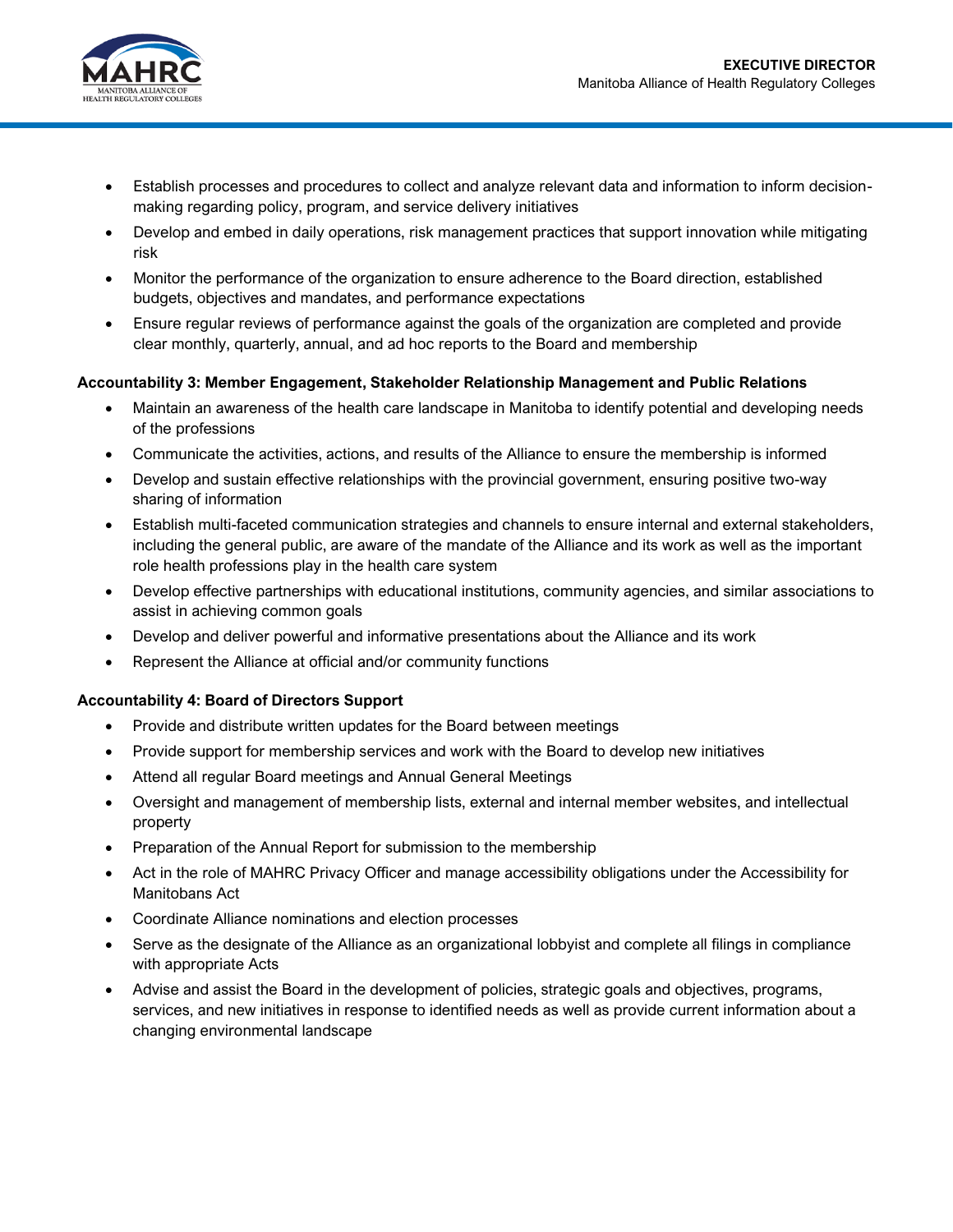- Establish processes and procedures to collect and analyze relevant data and information to inform decision-making regarding policy, program, and service delivery initiatives
- Develop and embed in daily operations, risk management practices that support innovation while mitigating risk
- Monitor the performance of the organization to ensure adherence to the Board direction, established budgets, objectives and mandates, and performance expectations
- Ensure regular reviews of performance against the goals of the organization are completed and provide clear monthly, quarterly, annual, and ad hoc reports to the Board and membership

**Accountability 3: Member Engagement, Stakeholder Relationship Management and Public Relations**

- Maintain an awareness of the health care landscape in Manitoba to identify potential and developing needs of the professions
- Communicate the activities, actions, and results of the Alliance to ensure the membership is informed
- Develop and sustain effective relationships with the provincial government, ensuring positive two-way sharing of information
- Establish multi-faceted communication strategies and channels to ensure internal and external stakeholders, including the general public, are aware of the mandate of the Alliance and its work as well as the important role health professions play in the health care system
- Develop effective partnerships with educational institutions, community agencies, and similar associations to assist in achieving common goals
- Develop and deliver powerful and informative presentations about the Alliance and its work
- Represent the Alliance at official and/or community functions

**Accountability 4: Board of Directors Support**

- Provide and distribute written updates for the Board between meetings
- Provide support for membership services and work with the Board to develop new initiatives
- Attend all regular Board meetings and Annual General Meetings
- Oversight and management of membership lists, external and internal member websites, and intellectual property
- Preparation of the Annual Report for submission to the membership
- Act in the role of MAHRC Privacy Officer and manage accessibility obligations under the Accessibility for Manitobans Act
- Coordinate Alliance nominations and election processes
- Serve as the designate of the Alliance as an organizational lobbyist and complete all filings in compliance with appropriate Acts
- Advise and assist the Board in the development of policies, strategic goals and objectives, programs, services, and new initiatives in response to identified needs as well as provide current information about a changing environmental landscape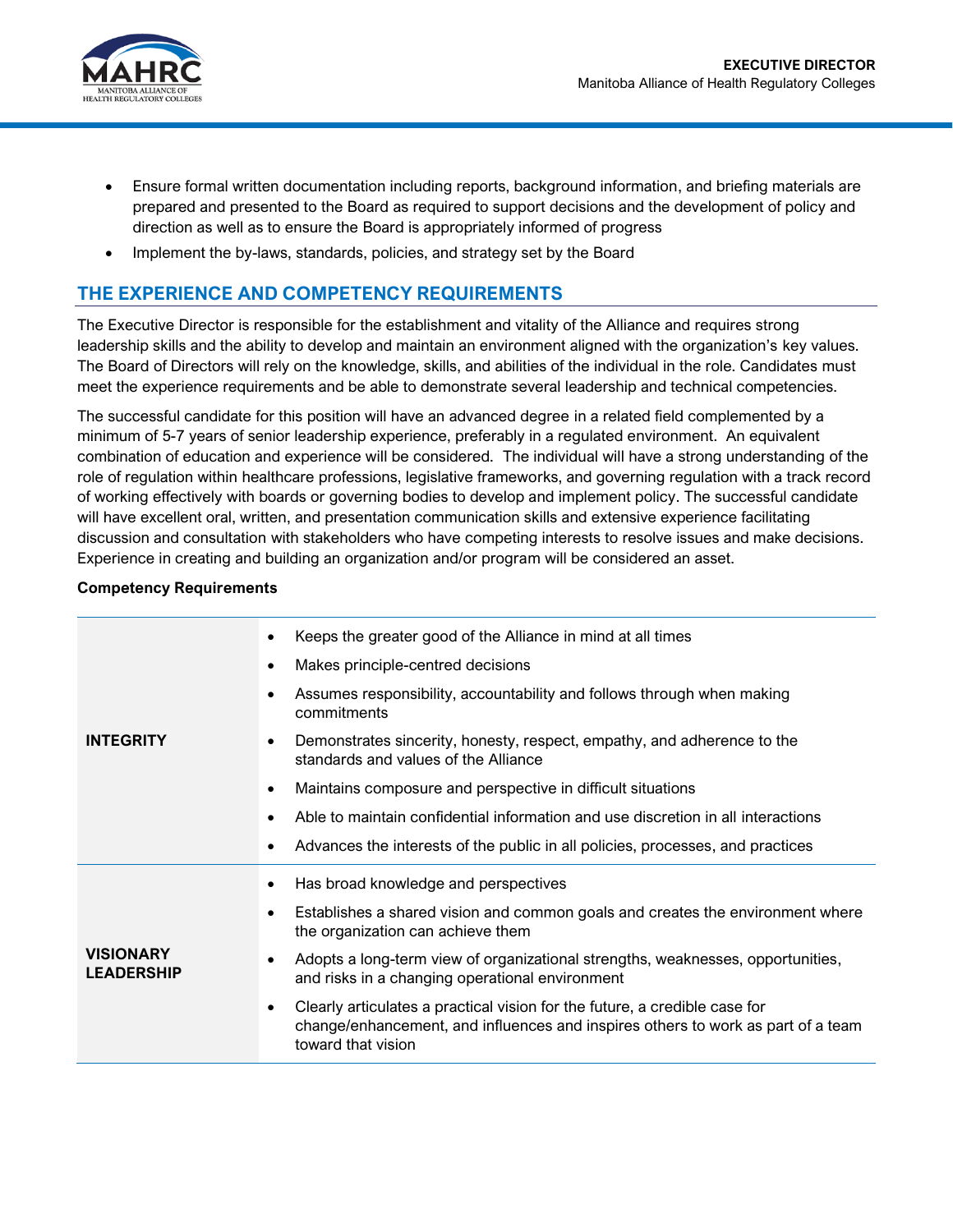- Ensure formal written documentation including reports, background information, and briefing materials are prepared and presented to the Board as required to support decisions and the development of policy and direction as well as to ensure the Board is appropriately informed of progress
- Implement the by-laws, standards, policies, and strategy set by the Board

## THE EXPERIENCE AND COMPETENCY REQUIREMENTS

The Executive Director is responsible for the establishment and vitality of the Alliance and requires strong leadership skills and the ability to develop and maintain an environment aligned with the organization's key values. The Board of Directors will rely on the knowledge, skills, and abilities of the individual in the role. Candidates must meet the experience requirements and be able to demonstrate several leadership and technical competencies.

The successful candidate for this position will have an advanced degree in a related field complemented by a minimum of 5-7 years of senior leadership experience, preferably in a regulated environment. An equivalent combination of education and experience will be considered. The individual will have a strong understanding of the role of regulation within healthcare professions, legislative frameworks, and governing regulation with a track record of working effectively with boards or governing bodies to develop and implement policy. The successful candidate will have excellent oral, written, and presentation communication skills and extensive experience facilitating discussion and consultation with stakeholders who have competing interests to resolve issues and make decisions. Experience in creating and building an organization and/or program will be considered an asset.

**Competency Requirements**

| | |
|---|---|
| **INTEGRITY** | • Keeps the greater good of the Alliance in mind at all times<br>• Makes principle-centred decisions<br>• Assumes responsibility, accountability and follows through when making commitments<br>• Demonstrates sincerity, honesty, respect, empathy, and adherence to the standards and values of the Alliance<br>• Maintains composure and perspective in difficult situations<br>• Able to maintain confidential information and use discretion in all interactions<br>• Advances the interests of the public in all policies, processes, and practices |
| **VISIONARY LEADERSHIP** | • Has broad knowledge and perspectives<br>• Establishes a shared vision and common goals and creates the environment where the organization can achieve them<br>• Adopts a long-term view of organizational strengths, weaknesses, opportunities, and risks in a changing operational environment<br>• Clearly articulates a practical vision for the future, a credible case for change/enhancement, and influences and inspires others to work as part of a team toward that vision |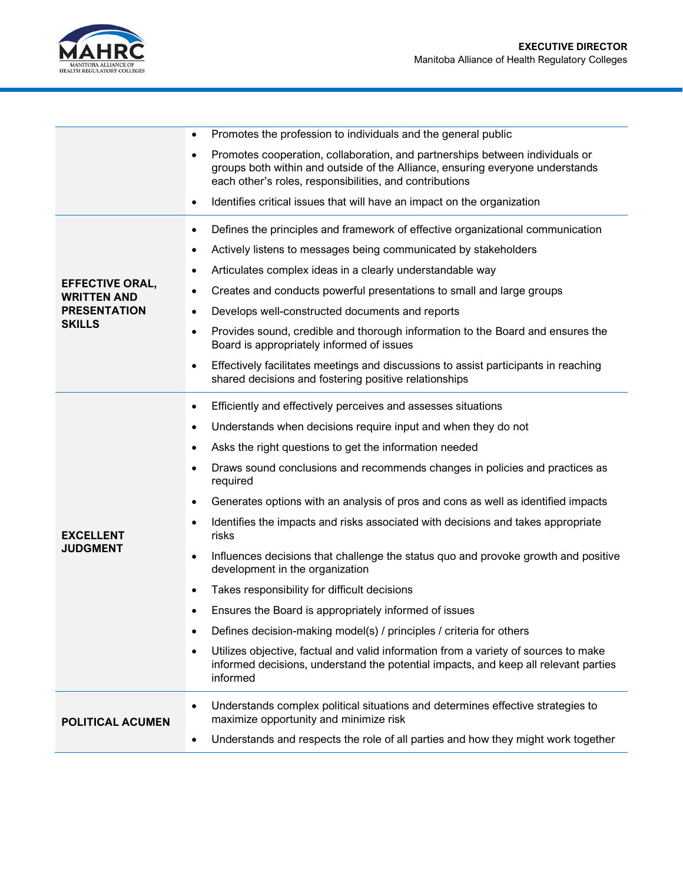| | |
|---|---|
| | • Promotes the profession to individuals and the general public<br>• Promotes cooperation, collaboration, and partnerships between individuals or groups both within and outside of the Alliance, ensuring everyone understands each other's roles, responsibilities, and contributions<br>• Identifies critical issues that will have an impact on the organization |
| **EFFECTIVE ORAL, WRITTEN AND PRESENTATION SKILLS** | • Defines the principles and framework of effective organizational communication<br>• Actively listens to messages being communicated by stakeholders<br>• Articulates complex ideas in a clearly understandable way<br>• Creates and conducts powerful presentations to small and large groups<br>• Develops well-constructed documents and reports<br>• Provides sound, credible and thorough information to the Board and ensures the Board is appropriately informed of issues<br>• Effectively facilitates meetings and discussions to assist participants in reaching shared decisions and fostering positive relationships |
| **EXCELLENT JUDGMENT** | • Efficiently and effectively perceives and assesses situations<br>• Understands when decisions require input and when they do not<br>• Asks the right questions to get the information needed<br>• Draws sound conclusions and recommends changes in policies and practices as required<br>• Generates options with an analysis of pros and cons as well as identified impacts<br>• Identifies the impacts and risks associated with decisions and takes appropriate risks<br>• Influences decisions that challenge the status quo and provoke growth and positive development in the organization<br>• Takes responsibility for difficult decisions<br>• Ensures the Board is appropriately informed of issues<br>• Defines decision-making model(s) / principles / criteria for others<br>• Utilizes objective, factual and valid information from a variety of sources to make informed decisions, understand the potential impacts, and keep all relevant parties informed |
| **POLITICAL ACUMEN** | • Understands complex political situations and determines effective strategies to maximize opportunity and minimize risk<br>• Understands and respects the role of all parties and how they might work together |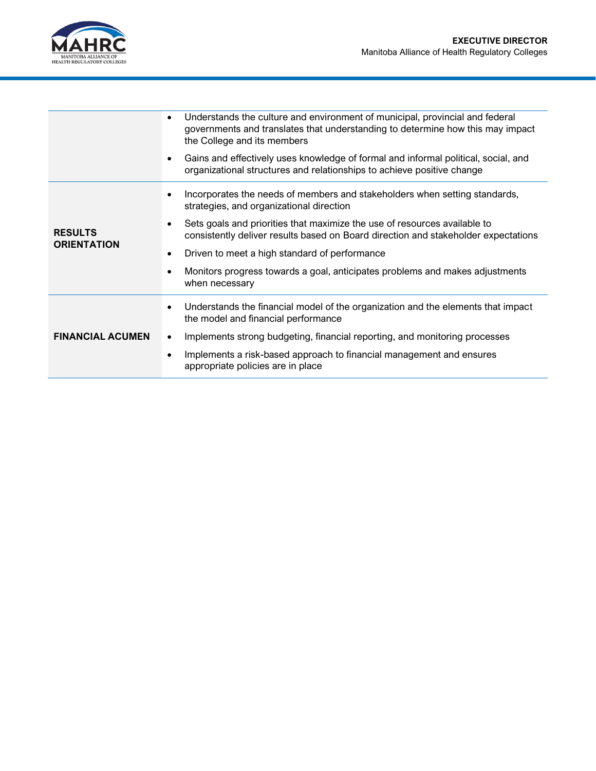| | |
|---|---|
| | • Understands the culture and environment of municipal, provincial and federal governments and translates that understanding to determine how this may impact the College and its members<br>• Gains and effectively uses knowledge of formal and informal political, social, and organizational structures and relationships to achieve positive change |
| **RESULTS ORIENTATION** | • Incorporates the needs of members and stakeholders when setting standards, strategies, and organizational direction<br>• Sets goals and priorities that maximize the use of resources available to consistently deliver results based on Board direction and stakeholder expectations<br>• Driven to meet a high standard of performance<br>• Monitors progress towards a goal, anticipates problems and makes adjustments when necessary |
| **FINANCIAL ACUMEN** | • Understands the financial model of the organization and the elements that impact the model and financial performance<br>• Implements strong budgeting, financial reporting, and monitoring processes<br>• Implements a risk-based approach to financial management and ensures appropriate policies are in place |